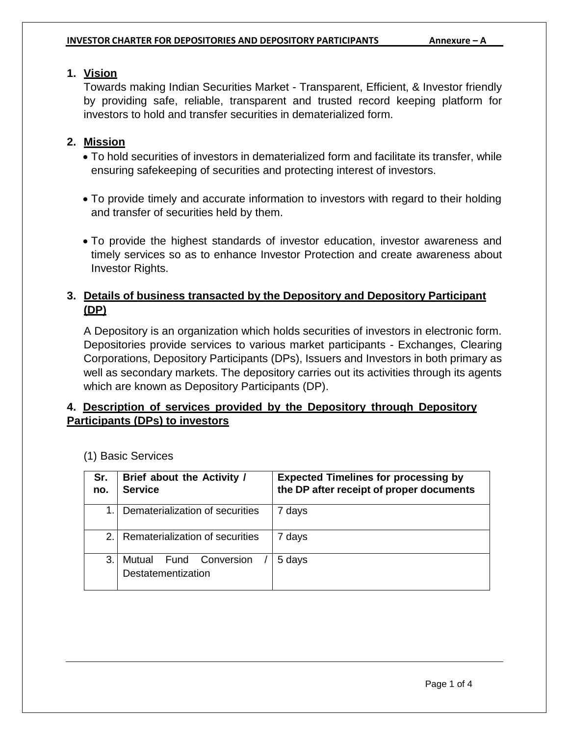**INVESTOR CHARTER FOR DEPOSITORIES AND DEPOSITORY PARTICIPANTS** **Annexure – A**

## 1. Vision

Towards making Indian Securities Market - Transparent, Efficient, & Investor friendly by providing safe, reliable, transparent and trusted record keeping platform for investors to hold and transfer securities in dematerialized form.

## 2. Mission

- To hold securities of investors in dematerialized form and facilitate its transfer, while ensuring safekeeping of securities and protecting interest of investors.
- To provide timely and accurate information to investors with regard to their holding and transfer of securities held by them.
- To provide the highest standards of investor education, investor awareness and timely services so as to enhance Investor Protection and create awareness about Investor Rights.

## 3. Details of business transacted by the Depository and Depository Participant (DP)

A Depository is an organization which holds securities of investors in electronic form. Depositories provide services to various market participants - Exchanges, Clearing Corporations, Depository Participants (DPs), Issuers and Investors in both primary as well as secondary markets. The depository carries out its activities through its agents which are known as Depository Participants (DP).

## 4. Description of services provided by the Depository through Depository Participants (DPs) to investors

(1) Basic Services

| Sr. no. | Brief about the Activity / Service | Expected Timelines for processing by the DP after receipt of proper documents |
|---|---|---|
| 1. | Dematerialization of securities | 7 days |
| 2. | Rematerialization of securities | 7 days |
| 3. | Mutual Fund Conversion / Destatementization | 5 days |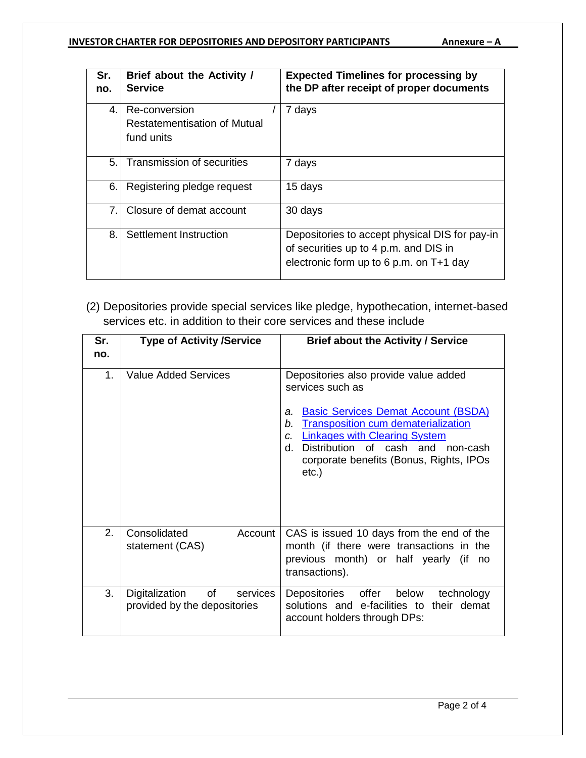| Sr. no. | Brief about the Activity / Service | Expected Timelines for processing by the DP after receipt of proper documents |
|---|---|---|
| 4. | Re-conversion / Restatementisation of Mutual fund units | 7 days |
| 5. | Transmission of securities | 7 days |
| 6. | Registering pledge request | 15 days |
| 7. | Closure of demat account | 30 days |
| 8. | Settlement Instruction | Depositories to accept physical DIS for pay-in of securities up to 4 p.m. and DIS in electronic form up to 6 p.m. on T+1 day |

(2) Depositories provide special services like pledge, hypothecation, internet-based services etc. in addition to their core services and these include

| Sr. no. | Type of Activity /Service | Brief about the Activity / Service |
|---|---|---|
| 1. | Value Added Services | Depositories also provide value added services such as<br><br>a. Basic Services Demat Account (BSDA)<br>b. Transposition cum dematerialization<br>c. Linkages with Clearing System<br>d. Distribution of cash and non-cash corporate benefits (Bonus, Rights, IPOs etc.) |
| 2. | Consolidated Account statement (CAS) | CAS is issued 10 days from the end of the month (if there were transactions in the previous month) or half yearly (if no transactions). |
| 3. | Digitalization of services provided by the depositories | Depositories offer below technology solutions and e-facilities to their demat account holders through DPs: |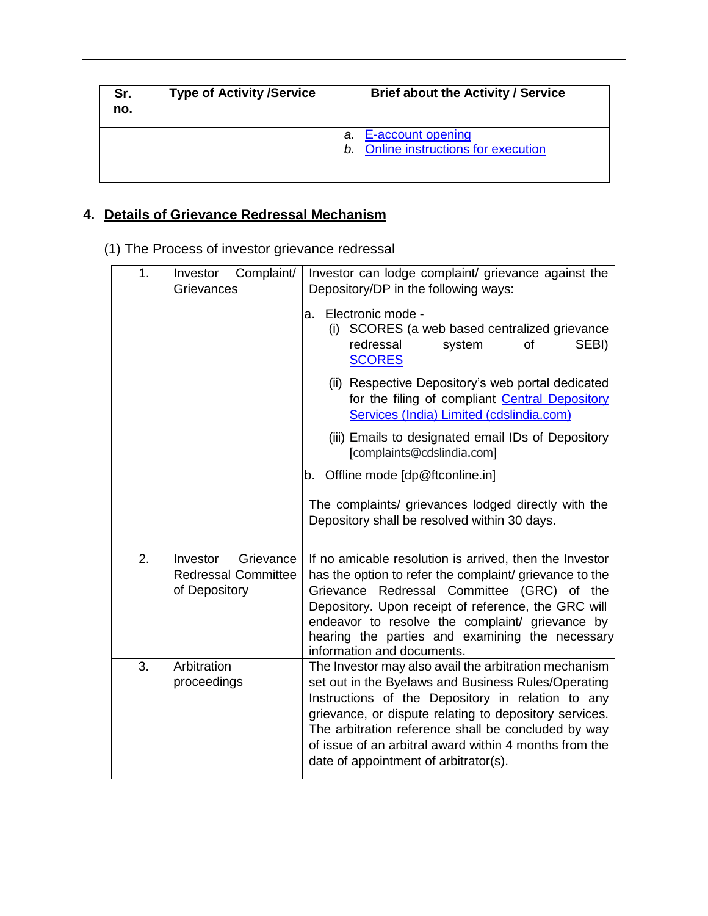| Sr. no. | Type of Activity /Service | Brief about the Activity / Service |
|---|---|---|
| | | *a.* E-account opening<br>*b.* Online instructions for execution |

## 4. Details of Grievance Redressal Mechanism

(1) The Process of investor grievance redressal

| | | |
|---|---|---|
| 1. | Investor Complaint/ Grievances | Investor can lodge complaint/ grievance against the Depository/DP in the following ways:<br>a. Electronic mode -<br>(i) SCORES (a web based centralized grievance redressal system of SEBI) SCORES<br>(ii) Respective Depository's web portal dedicated for the filing of compliant Central Depository Services (India) Limited (cdslindia.com)<br>(iii) Emails to designated email IDs of Depository [complaints@cdslindia.com]<br>b. Offline mode [dp@ftconline.in]<br>The complaints/ grievances lodged directly with the Depository shall be resolved within 30 days. |
| 2. | Investor Grievance Redressal Committee of Depository | If no amicable resolution is arrived, then the Investor has the option to refer the complaint/ grievance to the Grievance Redressal Committee (GRC) of the Depository. Upon receipt of reference, the GRC will endeavor to resolve the complaint/ grievance by hearing the parties and examining the necessary information and documents. |
| 3. | Arbitration proceedings | The Investor may also avail the arbitration mechanism set out in the Byelaws and Business Rules/Operating Instructions of the Depository in relation to any grievance, or dispute relating to depository services. The arbitration reference shall be concluded by way of issue of an arbitral award within 4 months from the date of appointment of arbitrator(s). |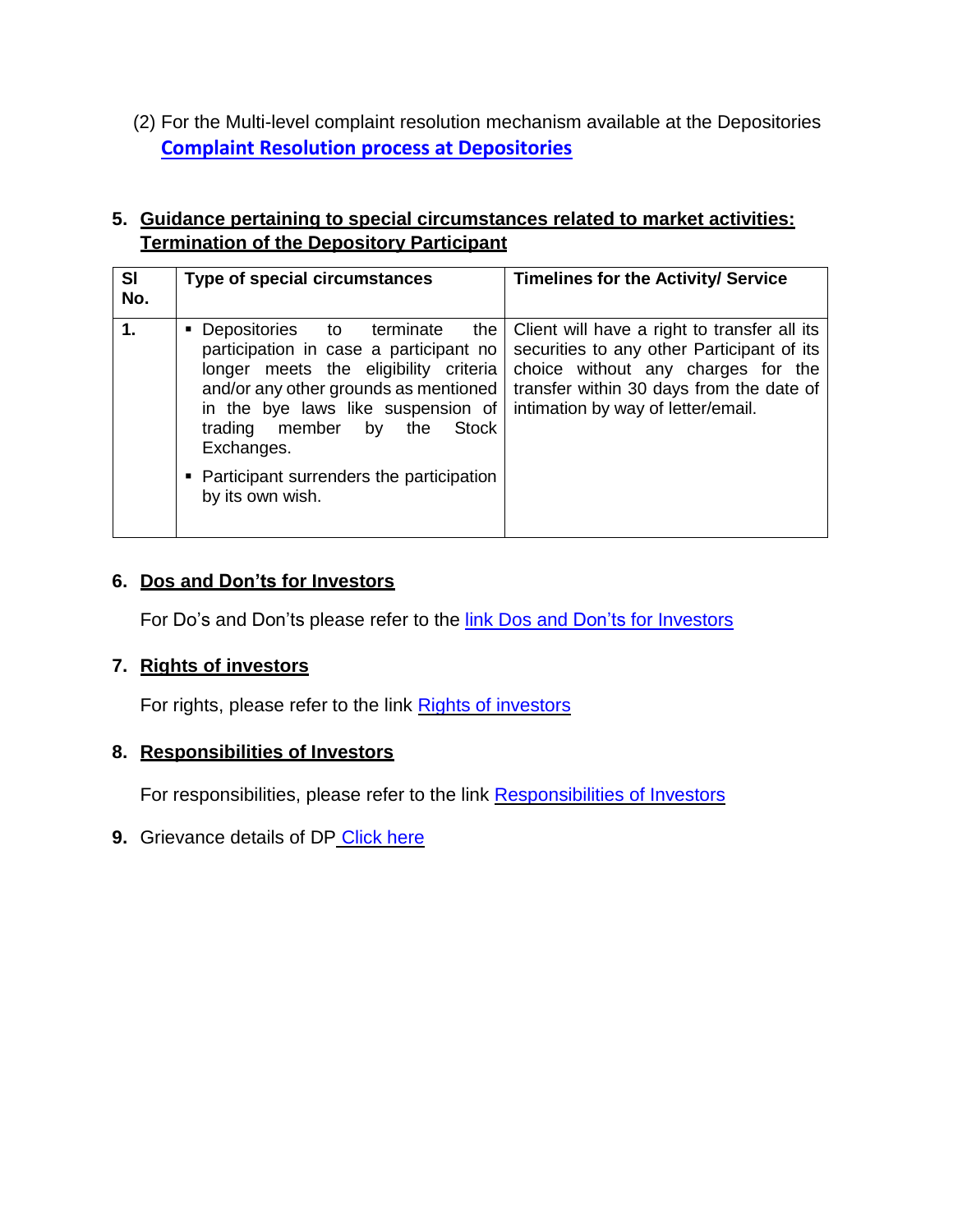(2) For the Multi-level complaint resolution mechanism available at the Depositories **Complaint Resolution process at Depositories**

## 5. Guidance pertaining to special circumstances related to market activities: Termination of the Depository Participant

| Sl No. | Type of special circumstances | Timelines for the Activity/ Service |
|---|---|---|
| 1. | ▪ Depositories to terminate the participation in case a participant no longer meets the eligibility criteria and/or any other grounds as mentioned in the bye laws like suspension of trading member by the Stock Exchanges.<br>▪ Participant surrenders the participation by its own wish. | Client will have a right to transfer all its securities to any other Participant of its choice without any charges for the transfer within 30 days from the date of intimation by way of letter/email. |

## 6. Dos and Don'ts for Investors

For Do's and Don'ts please refer to the link Dos and Don'ts for Investors

## 7. Rights of investors

For rights, please refer to the link Rights of investors

## 8. Responsibilities of Investors

For responsibilities, please refer to the link Responsibilities of Investors

**9.** Grievance details of DP Click here